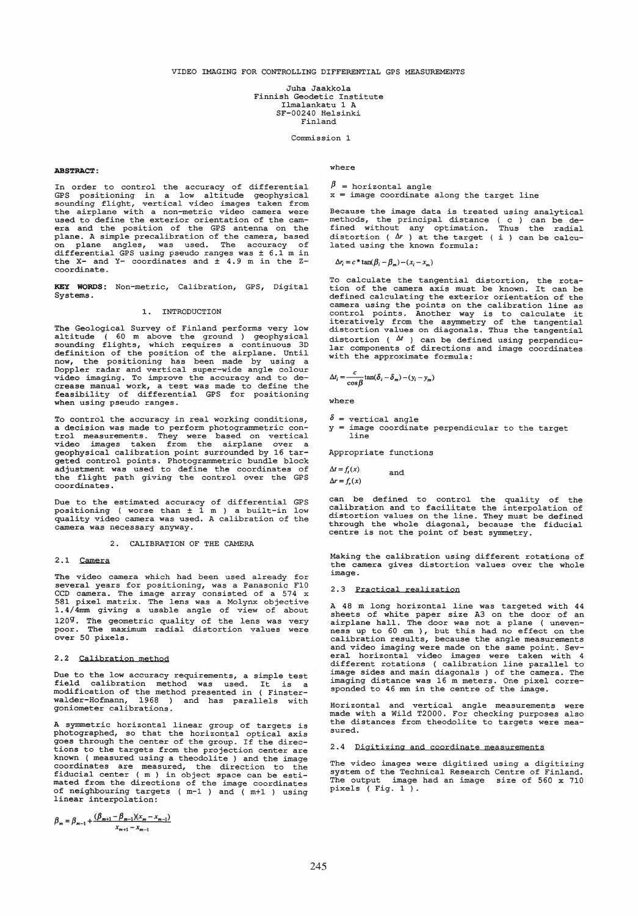# VIDEO IMAGING FOR CONTROLLING DIFFERENTIAL GPS MEASUREMENTS

Juha Jaakkola
Finnish Geodetic Institute
Ilmalankatu 1 A
SF-00240 Helsinki
Finland

Commission 1

**ABSTRACT:**

In order to control the accuracy of differential GPS positioning in a low altitude geophysical sounding flight, vertical video images taken from the airplane with a non-metric video camera were used to define the exterior orientation of the camera and the position of the GPS antenna on the plane. A simple precalibration of the camera, based on plane angles, was used. The accuracy of differential GPS using pseudo ranges was ± 6.1 m in the X- and Y- coordinates and ± 4.9 m in the Z-coordinate.

**KEY WORDS:** Non-metric, Calibration, GPS, Digital Systems.

## 1. INTRODUCTION

The Geological Survey of Finland performs very low altitude ( 60 m above the ground ) geophysical sounding flights, which requires a continuous 3D definition of the position of the airplane. Until now, the positioning has been made by using a Doppler radar and vertical super-wide angle colour video imaging. To improve the accuracy and to decrease manual work, a test was made to define the feasibility of differential GPS for positioning when using pseudo ranges.

To control the accuracy in real working conditions, a decision was made to perform photogrammetric control measurements. They were based on vertical video images taken from the airplane over a geophysical calibration point surrounded by 16 targeted control points. Photogrammetric bundle block adjustment was used to define the coordinates of the flight path giving the control over the GPS coordinates.

Due to the estimated accuracy of differential GPS positioning ( worse than ± 1 m ) a built-in low quality video camera was used. A calibration of the camera was necessary anyway.

## 2. CALIBRATION OF THE CAMERA

### 2.1 Camera

The video camera which had been used already for several years for positioning, was a Panasonic F10 CCD camera. The image array consisted of a 574 x 581 pixel matrix. The lens was a Molynx objective 1.4/4mm giving a usable angle of view of about 120$^g$. The geometric quality of the lens was very poor. The maximum radial distortion values were over 50 pixels.

### 2.2 Calibration method

Due to the low accuracy requirements, a simple test field calibration method was used. It is a modification of the method presented in ( Finsterwalder-Hofmann, 1968 ) and has parallels with goniometer calibrations.

A symmetric horizontal linear group of targets is photographed, so that the horizontal optical axis goes through the center of the group. If the directions to the targets from the projection center are known ( measured using a theodolite ) and the image coordinates are measured, the direction to the fiducial center ( m ) in object space can be estimated from the directions of the image coordinates of neighbouring targets ( m-1 ) and ( m+1 ) using linear interpolation:

$$\beta_m = \beta_{m-1} + \frac{(\beta_{m+1} - \beta_{m-1})(x_m - x_{m-1})}{x_{m+1} - x_{m-1}}$$

where

$\beta$ = horizontal angle
$x$ = image coordinate along the target line

Because the image data is treated using analytical methods, the principal distance ( c ) can be defined without any optimation. Thus the radial distortion ( $\Delta r$ ) at the target ( i ) can be calculated using the known formula:

$$\Delta r_i = c * \tan(\beta_i - \beta_m) - (x_i - x_m)$$

To calculate the tangential distortion, the rotation of the camera axis must be known. It can be defined calculating the exterior orientation of the camera using the points on the calibration line as control points. Another way is to calculate it iteratively from the asymmetry of the tangential distortion values on diagonals. Thus the tangential distortion ( $\Delta t$ ) can be defined using perpendicular components of directions and image coordinates with the approximate formula:

$$\Delta t_i = \frac{c}{\cos\beta} \tan(\delta_i - \delta_m) - (y_i - y_m)$$

where

$\delta$ = vertical angle
$y$ = image coordinate perpendicular to the target line

Appropriate functions

$\Delta t = f_t(x)$ and
$\Delta r = f_r(x)$

can be defined to control the quality of the calibration and to facilitate the interpolation of distortion values on the line. They must be defined through the whole diagonal, because the fiducial centre is not the point of best symmetry.

Making the calibration using different rotations of the camera gives distortion values over the whole image.

### 2.3 Practical realization

A 48 m long horizontal line was targeted with 44 sheets of white paper size A3 on the door of an airplane hall. The door was not a plane ( unevenness up to 60 cm ), but this had no effect on the calibration results, because the angle measurements and video imaging were made on the same point. Several horizontal video images were taken with 4 different rotations ( calibration line parallel to image sides and main diagonals ) of the camera. The imaging distance was 16 m meters. One pixel corresponded to 46 mm in the centre of the image.

Horizontal and vertical angle measurements were made with a Wild T2000. For checking purposes also the distances from theodolite to targets were measured.

### 2.4 Digitizing and coordinate measurements

The video images were digitized using a digitizing system of the Technical Research Centre of Finland. The output image had an image size of 560 x 710 pixels ( Fig. 1 ).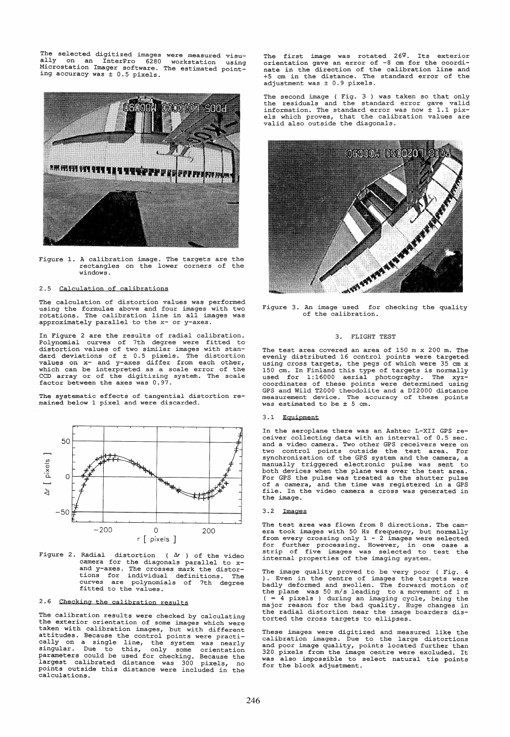The selected digitized images were measured visually on an InterPro 6280 workstation using Microstation Imager software. The estimated pointing accuracy was ± 0.5 pixels.

Figure 1. A calibration image. The targets are the rectangles on the lower corners of the windows.

### 2.5 Calculation of calibrations

The calculation of distortion values was performed using the formulae above and four images with two rotations. The calibration line in all images was approximately parallel to the x- or y-axes.

In Figure 2 are the results of radial calibration. Polynomial curves of 7th degree were fitted to distortion values of two similar images with standard deviations of ± 0.5 pixels. The distortion values on x- and y-axes differ from each other, which can be interpreted as a scale error of the CCD array or of the digitizing system. The scale factor between the axes was 0.97.

The systematic effects of tangential distortion remained below 1 pixel and were discarded.

Figure 2. Radial distortion ( $\Delta r$ ) of the video camera for the diagonals parallel to x- and y-axes. The crosses mark the distortions for individual definitions. The curves are polynomials of 7th degree fitted to the values.

### 2.6 Checking the calibration results

The calibration results were checked by calculating the exterior orientation of some images which were taken with calibration images, but with different attitudes. Because the control points were practically on a single line, the system was nearly singular. Due to this, only some orientation parameters could be used for checking. Because the largest calibrated distance was 300 pixels, no points outside this distance were included in the calculations.

The first image was rotated 26ᵍ. Its exterior orientation gave an error of -8 cm for the coordinate in the direction of the calibration line and +5 cm in the distance. The standard error of the adjustment was ± 0.9 pixels.

The second image ( Fig. 3 ) was taken so that only the residuals and the standard error gave valid information. The standard error was now ± 1.1 pixels which proves, that the calibration values are valid also outside the diagonals.

Figure 3. An image used for checking the quality of the calibration.

## 3. FLIGHT TEST

The test area covered an area of 150 m x 200 m. The evenly distributed 16 control points were targeted using cross targets, the pegs of which were 35 cm x 150 cm. In Finland this type of targets is normally used for 1:16000 aerial photography. The xyz-coordinates of these points were determined using GPS and Wild T2000 theodolite and a DI2000 distance measurement device. The accuracy of these points was estimated to be ± 5 cm.

### 3.1 Equipment

In the aeroplane there was an Ashtec L-XII GPS receiver collecting data with an interval of 0.5 sec. and a video camera. Two other GPS receivers were on two control points outside the test area. For synchronization of the GPS system and the camera, a manually triggered electronic pulse was sent to both devices when the plane was over the test area. For GPS the pulse was treated as the shutter pulse of a camera, and the time was registered in a GPS file. In the video camera a cross was generated in the image.

### 3.2 Images

The test area was flown from 8 directions. The camera took images with 50 Hz frequency, but normally from every crossing only 1 - 2 images were selected for further processing. However, in one case a strip of five images was selected to test the internal properties of the imaging system.

The image quality proved to be very poor ( Fig. 4 ). Even in the centre of images the targets were badly deformed and swollen. The forward motion of the plane was 50 m/s leading to a movement of 1 m ( = 4 pixels ) during an imaging cycle, being the major reason for the bad quality. Huge changes in the radial distortion near the image boarders distorted the cross targets to ellipses.

These images were digitized and measured like the calibration images. Due to the large distortions and poor image quality, points located further than 320 pixels from the image centre were excluded. It was also impossible to select natural tie points for the block adjustment.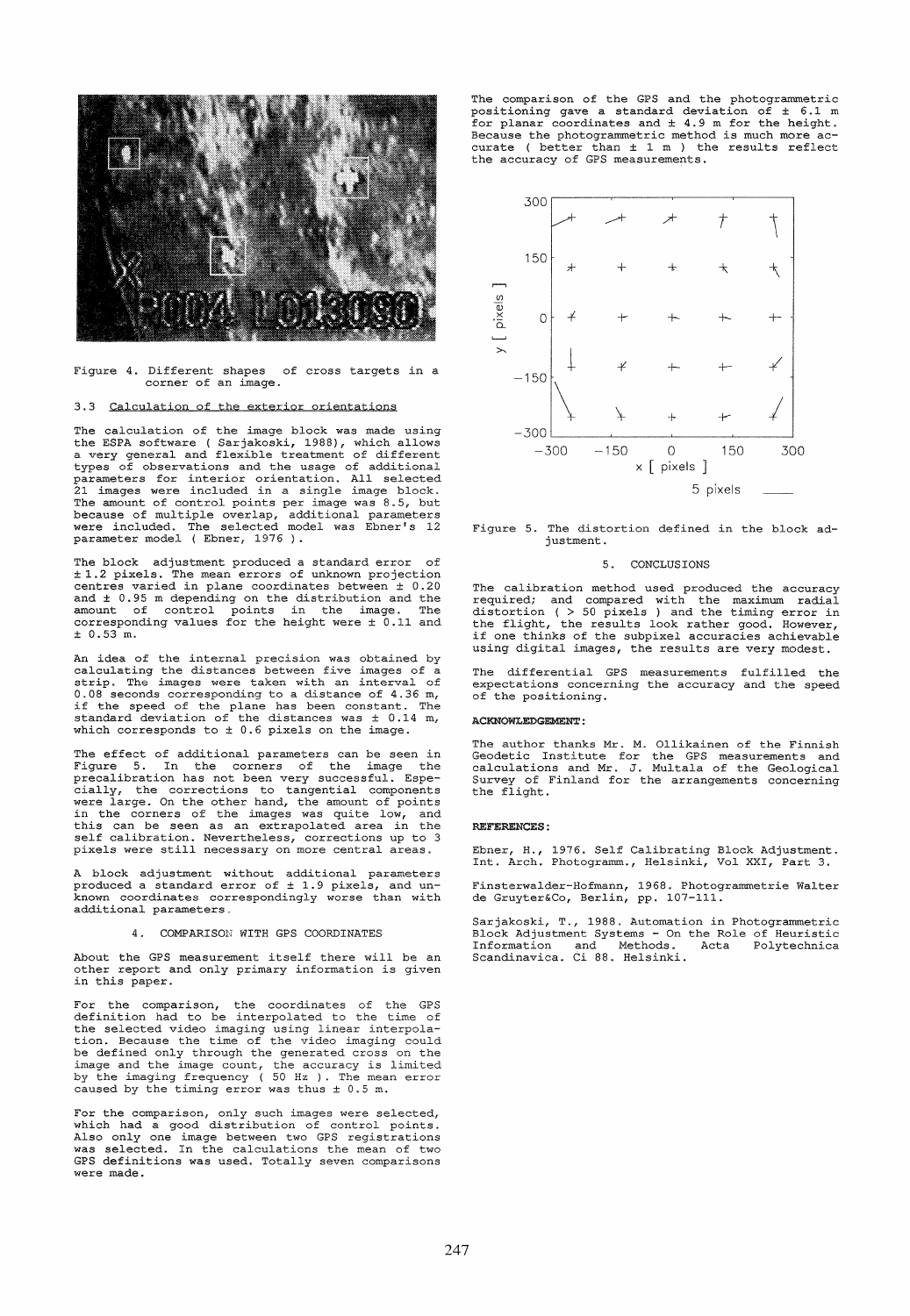Figure 4. Different shapes of cross targets in a corner of an image.

### 3.3 Calculation of the exterior orientations

The calculation of the image block was made using the ESPA software ( Sarjakoski, 1988), which allows a very general and flexible treatment of different types of observations and the usage of additional parameters for interior orientation. All selected 21 images were included in a single image block. The amount of control points per image was 8.5, but because of multiple overlap, additional parameters were included. The selected model was Ebner's 12 parameter model ( Ebner, 1976 ).

The block adjustment produced a standard error of ± 1.2 pixels. The mean errors of unknown projection centres varied in plane coordinates between ± 0.20 and ± 0.95 m depending on the distribution and the amount of control points in the image. The corresponding values for the height were ± 0.11 and ± 0.53 m.

An idea of the internal precision was obtained by calculating the distances between five images of a strip. The images were taken with an interval of 0.08 seconds corresponding to a distance of 4.36 m, if the speed of the plane has been constant. The standard deviation of the distances was ± 0.14 m, which corresponds to ± 0.6 pixels on the image.

The effect of additional parameters can be seen in Figure 5. In the corners of the image the precalibration has not been very successful. Especially, the corrections to tangential components were large. On the other hand, the amount of points in the corners of the images was quite low, and this can be seen as an extrapolated area in the self calibration. Nevertheless, corrections up to 3 pixels were still necessary on more central areas.

A block adjustment without additional parameters produced a standard error of ± 1.9 pixels, and unknown coordinates correspondingly worse than with additional parameters.

## 4. COMPARISON WITH GPS COORDINATES

About the GPS measurement itself there will be an other report and only primary information is given in this paper.

For the comparison, the coordinates of the GPS definition had to be interpolated to the time of the selected video imaging using linear interpolation. Because the time of the video imaging could be defined only through the generated cross on the image and the image count, the accuracy is limited by the imaging frequency ( 50 Hz ). The mean error caused by the timing error was thus ± 0.5 m.

For the comparison, only such images were selected, which had a good distribution of control points. Also only one image between two GPS registrations was selected. In the calculations the mean of two GPS definitions was used. Totally seven comparisons were made.

The comparison of the GPS and the photogrammetric positioning gave a standard deviation of ± 6.1 m for planar coordinates and ± 4.9 m for the height. Because the photogrammetric method is much more accurate ( better than ± 1 m ) the results reflect the accuracy of GPS measurements.

300
150
0
−150
−300
y [ pixels ]
−300 −150 0 150 300
x [ pixels ]
5 pixels

Figure 5. The distortion defined in the block adjustment.

## 5. CONCLUSIONS

The calibration method used produced the accuracy required; and compared with the maximum radial distortion ( > 50 pixels ) and the timing error in the flight, the results look rather good. However, if one thinks of the subpixel accuracies achievable using digital images, the results are very modest.

The differential GPS measurements fulfilled the expectations concerning the accuracy and the speed of the positioning.

**ACKNOWLEDGEMENT:**

The author thanks Mr. M. Ollikainen of the Finnish Geodetic Institute for the GPS measurements and calculations and Mr. J. Multala of the Geological Survey of Finland for the arrangements concerning the flight.

**REFERENCES:**

Ebner, H., 1976. Self Calibrating Block Adjustment. Int. Arch. Photogramm., Helsinki, Vol XXI, Part 3.

Finsterwalder-Hofmann, 1968. Photogrammetrie Walter de Gruyter&Co, Berlin, pp. 107-111.

Sarjakoski, T., 1988. Automation in Photogrammetric Block Adjustment Systems - On the Role of Heuristic Information and Methods. Acta Polytechnica Scandinavica. Ci 88. Helsinki.